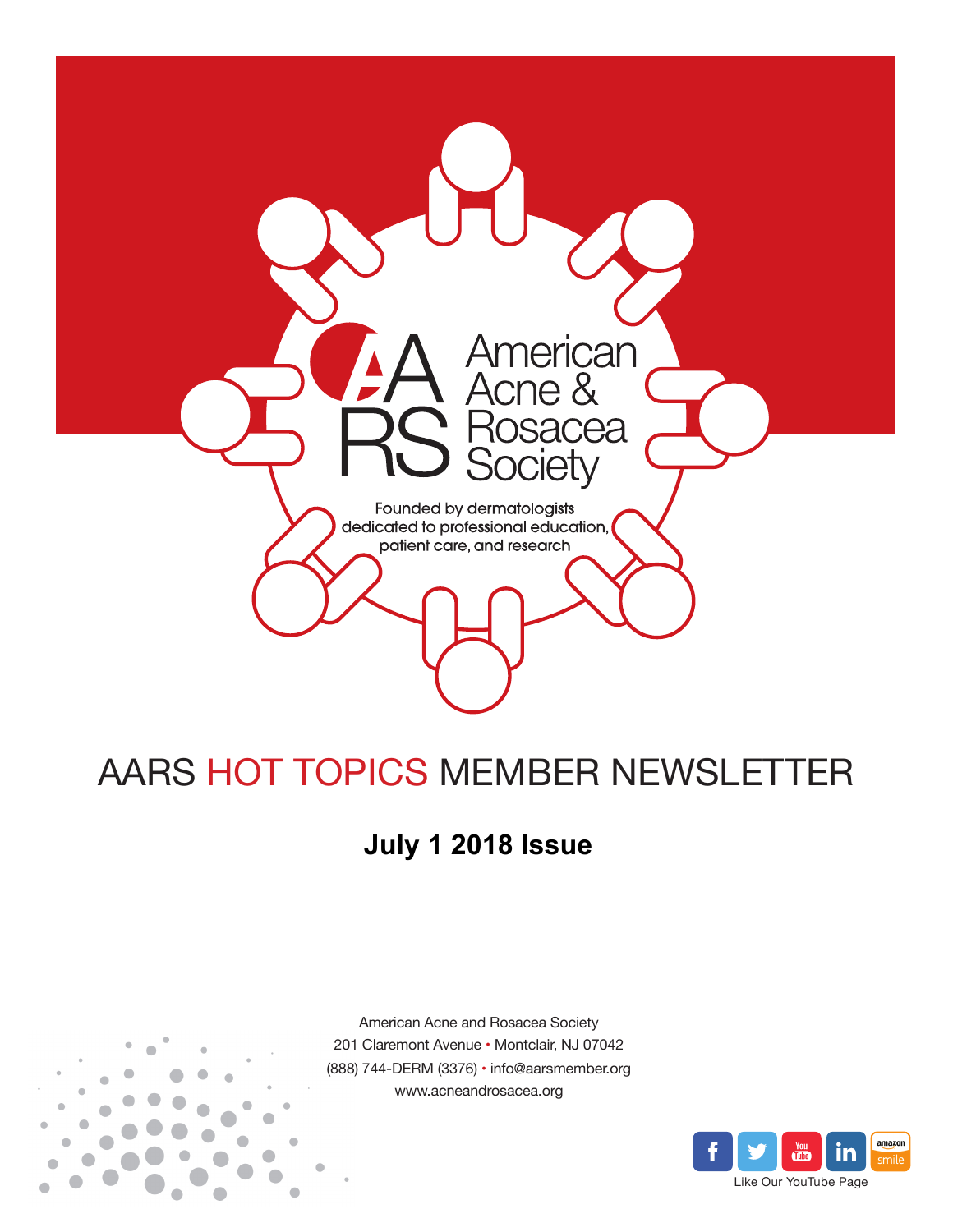American Acne & Rosacea Society

Founded by dermatologists dedicated to professional education, patient care, and research

# AARS HOT TOPICS MEMBER NEWSLETTER

## July 1 2018 Issue

American Acne and Rosacea Society
201 Claremont Avenue • Montclair, NJ 07042
(888) 744-DERM (3376) • info@aarsmember.org
www.acneandrosacea.org

Like Our YouTube Page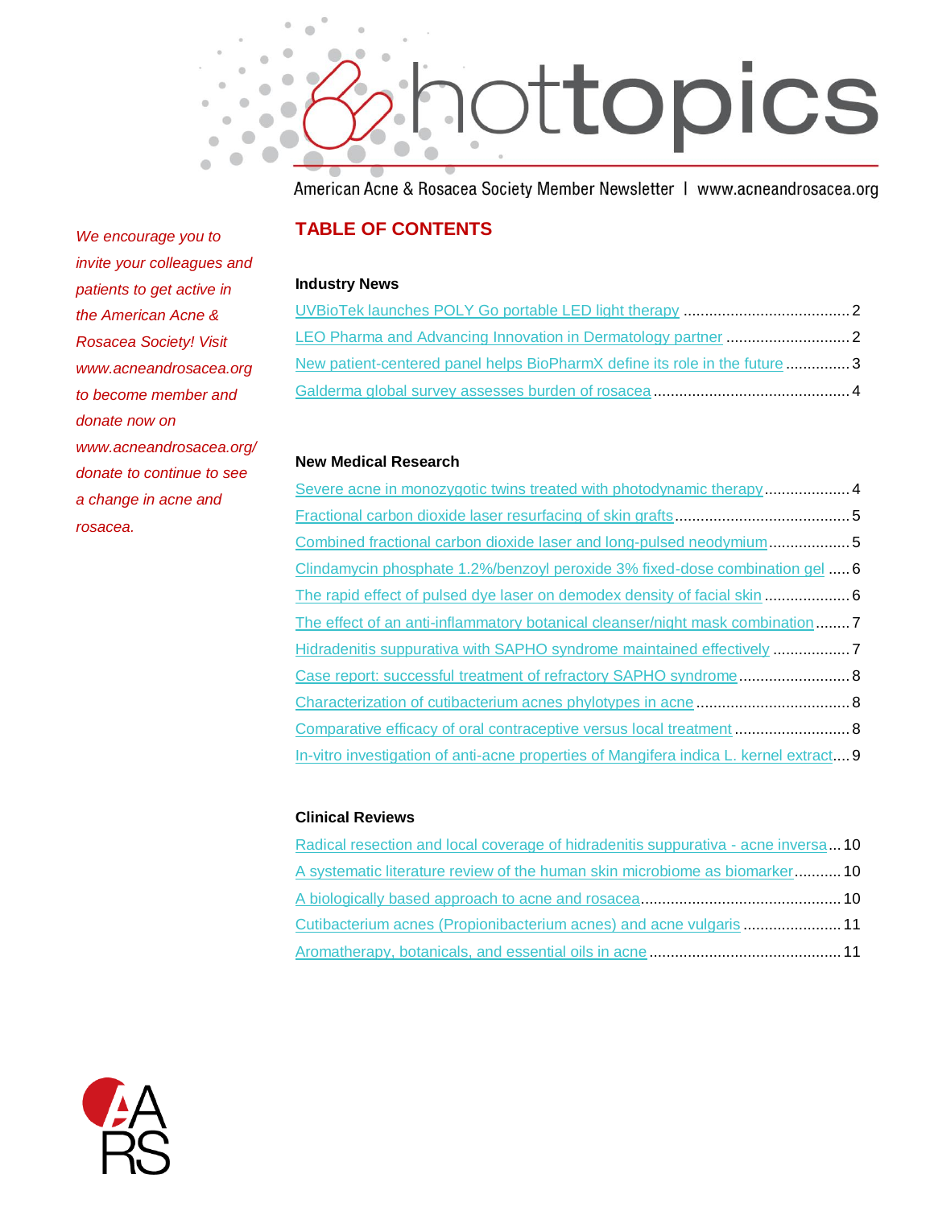# hottopics

American Acne & Rosacea Society Member Newsletter | www.acneandrosacea.org

*We encourage you to invite your colleagues and patients to get active in the American Acne & Rosacea Society! Visit www.acneandrosacea.org to become member and donate now on www.acneandrosacea.org/donate to continue to see a change in acne and rosacea.*

## TABLE OF CONTENTS

### Industry News

- UVBioTek launches POLY Go portable LED light therapy ....... 2
- LEO Pharma and Advancing Innovation in Dermatology partner ....... 2
- New patient-centered panel helps BioPharmX define its role in the future ....... 3
- Galderma global survey assesses burden of rosacea ....... 4

### New Medical Research

- Severe acne in monozygotic twins treated with photodynamic therapy ....... 4
- Fractional carbon dioxide laser resurfacing of skin grafts ....... 5
- Combined fractional carbon dioxide laser and long-pulsed neodymium ....... 5
- Clindamycin phosphate 1.2%/benzoyl peroxide 3% fixed-dose combination gel ....... 6
- The rapid effect of pulsed dye laser on demodex density of facial skin ....... 6
- The effect of an anti-inflammatory botanical cleanser/night mask combination ....... 7
- Hidradenitis suppurativa with SAPHO syndrome maintained effectively ....... 7
- Case report: successful treatment of refractory SAPHO syndrome ....... 8
- Characterization of cutibacterium acnes phylotypes in acne ....... 8
- Comparative efficacy of oral contraceptive versus local treatment ....... 8
- In-vitro investigation of anti-acne properties of Mangifera indica L. kernel extract ....... 9

### Clinical Reviews

- Radical resection and local coverage of hidradenitis suppurativa - acne inversa ....... 10
- A systematic literature review of the human skin microbiome as biomarker ....... 10
- A biologically based approach to acne and rosacea ....... 10
- Cutibacterium acnes (Propionibacterium acnes) and acne vulgaris ....... 11
- Aromatherapy, botanicals, and essential oils in acne ....... 11

AARS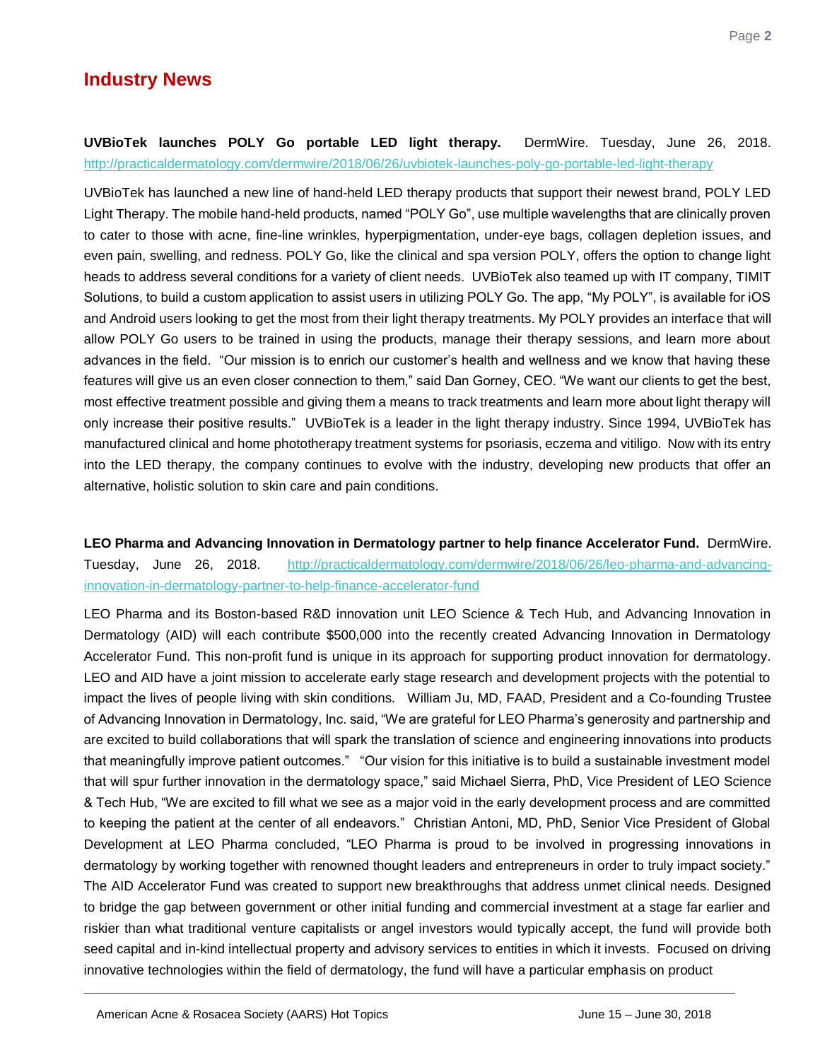## Industry News

**UVBioTek launches POLY Go portable LED light therapy.** DermWire. Tuesday, June 26, 2018. http://practicaldermatology.com/dermwire/2018/06/26/uvbiotek-launches-poly-go-portable-led-light-therapy

UVBioTek has launched a new line of hand-held LED therapy products that support their newest brand, POLY LED Light Therapy. The mobile hand-held products, named "POLY Go", use multiple wavelengths that are clinically proven to cater to those with acne, fine-line wrinkles, hyperpigmentation, under-eye bags, collagen depletion issues, and even pain, swelling, and redness. POLY Go, like the clinical and spa version POLY, offers the option to change light heads to address several conditions for a variety of client needs. UVBioTek also teamed up with IT company, TIMIT Solutions, to build a custom application to assist users in utilizing POLY Go. The app, "My POLY", is available for iOS and Android users looking to get the most from their light therapy treatments. My POLY provides an interface that will allow POLY Go users to be trained in using the products, manage their therapy sessions, and learn more about advances in the field. "Our mission is to enrich our customer's health and wellness and we know that having these features will give us an even closer connection to them," said Dan Gorney, CEO. "We want our clients to get the best, most effective treatment possible and giving them a means to track treatments and learn more about light therapy will only increase their positive results." UVBioTek is a leader in the light therapy industry. Since 1994, UVBioTek has manufactured clinical and home phototherapy treatment systems for psoriasis, eczema and vitiligo. Now with its entry into the LED therapy, the company continues to evolve with the industry, developing new products that offer an alternative, holistic solution to skin care and pain conditions.

**LEO Pharma and Advancing Innovation in Dermatology partner to help finance Accelerator Fund.** DermWire. Tuesday, June 26, 2018. http://practicaldermatology.com/dermwire/2018/06/26/leo-pharma-and-advancing-innovation-in-dermatology-partner-to-help-finance-accelerator-fund

LEO Pharma and its Boston-based R&D innovation unit LEO Science & Tech Hub, and Advancing Innovation in Dermatology (AID) will each contribute $500,000 into the recently created Advancing Innovation in Dermatology Accelerator Fund. This non-profit fund is unique in its approach for supporting product innovation for dermatology. LEO and AID have a joint mission to accelerate early stage research and development projects with the potential to impact the lives of people living with skin conditions. William Ju, MD, FAAD, President and a Co-founding Trustee of Advancing Innovation in Dermatology, Inc. said, "We are grateful for LEO Pharma's generosity and partnership and are excited to build collaborations that will spark the translation of science and engineering innovations into products that meaningfully improve patient outcomes." "Our vision for this initiative is to build a sustainable investment model that will spur further innovation in the dermatology space," said Michael Sierra, PhD, Vice President of LEO Science & Tech Hub, "We are excited to fill what we see as a major void in the early development process and are committed to keeping the patient at the center of all endeavors." Christian Antoni, MD, PhD, Senior Vice President of Global Development at LEO Pharma concluded, "LEO Pharma is proud to be involved in progressing innovations in dermatology by working together with renowned thought leaders and entrepreneurs in order to truly impact society." The AID Accelerator Fund was created to support new breakthroughs that address unmet clinical needs. Designed to bridge the gap between government or other initial funding and commercial investment at a stage far earlier and riskier than what traditional venture capitalists or angel investors would typically accept, the fund will provide both seed capital and in-kind intellectual property and advisory services to entities in which it invests. Focused on driving innovative technologies within the field of dermatology, the fund will have a particular emphasis on product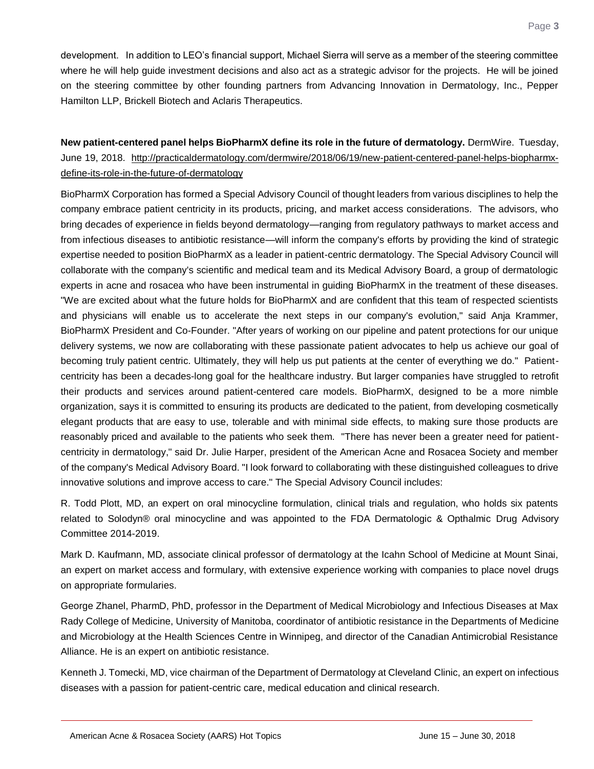development. In addition to LEO's financial support, Michael Sierra will serve as a member of the steering committee where he will help guide investment decisions and also act as a strategic advisor for the projects. He will be joined on the steering committee by other founding partners from Advancing Innovation in Dermatology, Inc., Pepper Hamilton LLP, Brickell Biotech and Aclaris Therapeutics.

**New patient-centered panel helps BioPharmX define its role in the future of dermatology.** DermWire. Tuesday, June 19, 2018. http://practicaldermatology.com/dermwire/2018/06/19/new-patient-centered-panel-helps-biopharmx-define-its-role-in-the-future-of-dermatology

BioPharmX Corporation has formed a Special Advisory Council of thought leaders from various disciplines to help the company embrace patient centricity in its products, pricing, and market access considerations. The advisors, who bring decades of experience in fields beyond dermatology—ranging from regulatory pathways to market access and from infectious diseases to antibiotic resistance—will inform the company's efforts by providing the kind of strategic expertise needed to position BioPharmX as a leader in patient-centric dermatology. The Special Advisory Council will collaborate with the company's scientific and medical team and its Medical Advisory Board, a group of dermatologic experts in acne and rosacea who have been instrumental in guiding BioPharmX in the treatment of these diseases. "We are excited about what the future holds for BioPharmX and are confident that this team of respected scientists and physicians will enable us to accelerate the next steps in our company's evolution," said Anja Krammer, BioPharmX President and Co-Founder. "After years of working on our pipeline and patent protections for our unique delivery systems, we now are collaborating with these passionate patient advocates to help us achieve our goal of becoming truly patient centric. Ultimately, they will help us put patients at the center of everything we do." Patient-centricity has been a decades-long goal for the healthcare industry. But larger companies have struggled to retrofit their products and services around patient-centered care models. BioPharmX, designed to be a more nimble organization, says it is committed to ensuring its products are dedicated to the patient, from developing cosmetically elegant products that are easy to use, tolerable and with minimal side effects, to making sure those products are reasonably priced and available to the patients who seek them. "There has never been a greater need for patient-centricity in dermatology," said Dr. Julie Harper, president of the American Acne and Rosacea Society and member of the company's Medical Advisory Board. "I look forward to collaborating with these distinguished colleagues to drive innovative solutions and improve access to care." The Special Advisory Council includes:

R. Todd Plott, MD, an expert on oral minocycline formulation, clinical trials and regulation, who holds six patents related to Solodyn® oral minocycline and was appointed to the FDA Dermatologic & Opthalmic Drug Advisory Committee 2014-2019.

Mark D. Kaufmann, MD, associate clinical professor of dermatology at the Icahn School of Medicine at Mount Sinai, an expert on market access and formulary, with extensive experience working with companies to place novel drugs on appropriate formularies.

George Zhanel, PharmD, PhD, professor in the Department of Medical Microbiology and Infectious Diseases at Max Rady College of Medicine, University of Manitoba, coordinator of antibiotic resistance in the Departments of Medicine and Microbiology at the Health Sciences Centre in Winnipeg, and director of the Canadian Antimicrobial Resistance Alliance. He is an expert on antibiotic resistance.

Kenneth J. Tomecki, MD, vice chairman of the Department of Dermatology at Cleveland Clinic, an expert on infectious diseases with a passion for patient-centric care, medical education and clinical research.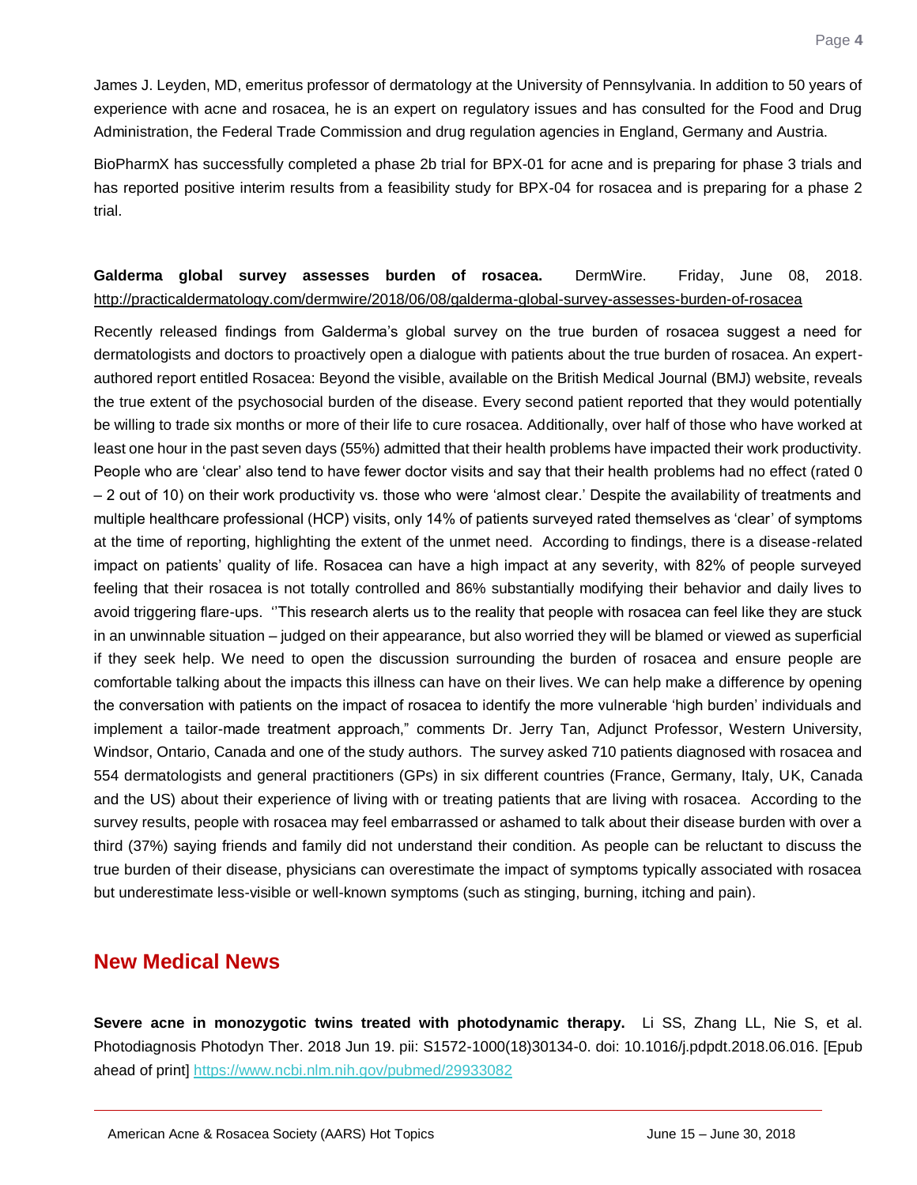James J. Leyden, MD, emeritus professor of dermatology at the University of Pennsylvania. In addition to 50 years of experience with acne and rosacea, he is an expert on regulatory issues and has consulted for the Food and Drug Administration, the Federal Trade Commission and drug regulation agencies in England, Germany and Austria.

BioPharmX has successfully completed a phase 2b trial for BPX-01 for acne and is preparing for phase 3 trials and has reported positive interim results from a feasibility study for BPX-04 for rosacea and is preparing for a phase 2 trial.

**Galderma global survey assesses burden of rosacea.** DermWire. Friday, June 08, 2018. http://practicaldermatology.com/dermwire/2018/06/08/galderma-global-survey-assesses-burden-of-rosacea

Recently released findings from Galderma's global survey on the true burden of rosacea suggest a need for dermatologists and doctors to proactively open a dialogue with patients about the true burden of rosacea. An expert-authored report entitled Rosacea: Beyond the visible, available on the British Medical Journal (BMJ) website, reveals the true extent of the psychosocial burden of the disease. Every second patient reported that they would potentially be willing to trade six months or more of their life to cure rosacea. Additionally, over half of those who have worked at least one hour in the past seven days (55%) admitted that their health problems have impacted their work productivity. People who are 'clear' also tend to have fewer doctor visits and say that their health problems had no effect (rated 0 – 2 out of 10) on their work productivity vs. those who were 'almost clear.' Despite the availability of treatments and multiple healthcare professional (HCP) visits, only 14% of patients surveyed rated themselves as 'clear' of symptoms at the time of reporting, highlighting the extent of the unmet need. According to findings, there is a disease-related impact on patients' quality of life. Rosacea can have a high impact at any severity, with 82% of people surveyed feeling that their rosacea is not totally controlled and 86% substantially modifying their behavior and daily lives to avoid triggering flare-ups. ''This research alerts us to the reality that people with rosacea can feel like they are stuck in an unwinnable situation – judged on their appearance, but also worried they will be blamed or viewed as superficial if they seek help. We need to open the discussion surrounding the burden of rosacea and ensure people are comfortable talking about the impacts this illness can have on their lives. We can help make a difference by opening the conversation with patients on the impact of rosacea to identify the more vulnerable 'high burden' individuals and implement a tailor-made treatment approach," comments Dr. Jerry Tan, Adjunct Professor, Western University, Windsor, Ontario, Canada and one of the study authors. The survey asked 710 patients diagnosed with rosacea and 554 dermatologists and general practitioners (GPs) in six different countries (France, Germany, Italy, UK, Canada and the US) about their experience of living with or treating patients that are living with rosacea. According to the survey results, people with rosacea may feel embarrassed or ashamed to talk about their disease burden with over a third (37%) saying friends and family did not understand their condition. As people can be reluctant to discuss the true burden of their disease, physicians can overestimate the impact of symptoms typically associated with rosacea but underestimate less-visible or well-known symptoms (such as stinging, burning, itching and pain).

## New Medical News

**Severe acne in monozygotic twins treated with photodynamic therapy.** Li SS, Zhang LL, Nie S, et al. Photodiagnosis Photodyn Ther. 2018 Jun 19. pii: S1572-1000(18)30134-0. doi: 10.1016/j.pdpdt.2018.06.016. [Epub ahead of print] https://www.ncbi.nlm.nih.gov/pubmed/29933082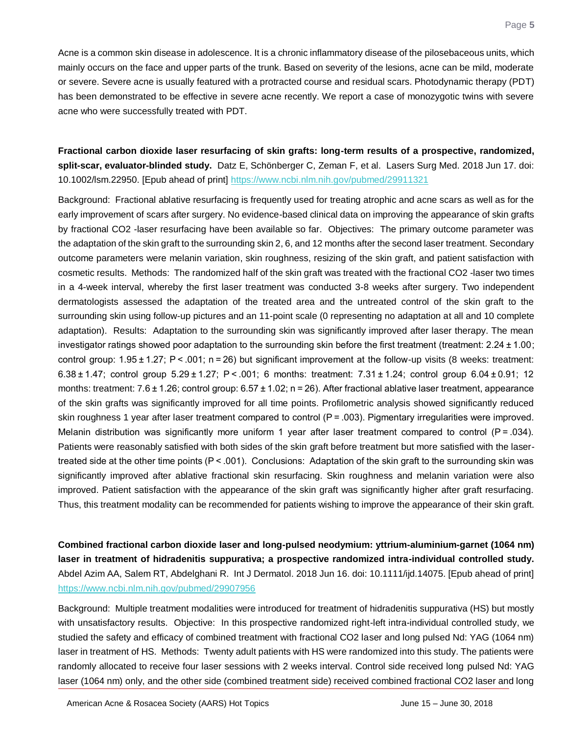Acne is a common skin disease in adolescence. It is a chronic inflammatory disease of the pilosebaceous units, which mainly occurs on the face and upper parts of the trunk. Based on severity of the lesions, acne can be mild, moderate or severe. Severe acne is usually featured with a protracted course and residual scars. Photodynamic therapy (PDT) has been demonstrated to be effective in severe acne recently. We report a case of monozygotic twins with severe acne who were successfully treated with PDT.

**Fractional carbon dioxide laser resurfacing of skin grafts: long-term results of a prospective, randomized, split-scar, evaluator-blinded study.** Datz E, Schönberger C, Zeman F, et al. Lasers Surg Med. 2018 Jun 17. doi: 10.1002/lsm.22950. [Epub ahead of print] https://www.ncbi.nlm.nih.gov/pubmed/29911321

Background: Fractional ablative resurfacing is frequently used for treating atrophic and acne scars as well as for the early improvement of scars after surgery. No evidence-based clinical data on improving the appearance of skin grafts by fractional $CO_2$ -laser resurfacing have been available so far. Objectives: The primary outcome parameter was the adaptation of the skin graft to the surrounding skin 2, 6, and 12 months after the second laser treatment. Secondary outcome parameters were melanin variation, skin roughness, resizing of the skin graft, and patient satisfaction with cosmetic results. Methods: The randomized half of the skin graft was treated with the fractional $CO_2$ -laser two times in a 4-week interval, whereby the first laser treatment was conducted 3-8 weeks after surgery. Two independent dermatologists assessed the adaptation of the treated area and the untreated control of the skin graft to the surrounding skin using follow-up pictures and an 11-point scale (0 representing no adaptation at all and 10 complete adaptation). Results: Adaptation to the surrounding skin was significantly improved after laser therapy. The mean investigator ratings showed poor adaptation to the surrounding skin before the first treatment (treatment: $2.24 \pm 1.00$; control group: $1.95 \pm 1.27$; $P < .001$; $n = 26$) but significant improvement at the follow-up visits (8 weeks: treatment: $6.38 \pm 1.47$; control group $5.29 \pm 1.27$; $P < .001$; 6 months: treatment: $7.31 \pm 1.24$; control group $6.04 \pm 0.91$; 12 months: treatment: $7.6 \pm 1.26$; control group: $6.57 \pm 1.02$; $n = 26$). After fractional ablative laser treatment, appearance of the skin grafts was significantly improved for all time points. Profilometric analysis showed significantly reduced skin roughness 1 year after laser treatment compared to control ($P = .003$). Pigmentary irregularities were improved. Melanin distribution was significantly more uniform 1 year after laser treatment compared to control ($P = .034$). Patients were reasonably satisfied with both sides of the skin graft before treatment but more satisfied with the laser-treated side at the other time points ($P < .001$). Conclusions: Adaptation of the skin graft to the surrounding skin was significantly improved after ablative fractional skin resurfacing. Skin roughness and melanin variation were also improved. Patient satisfaction with the appearance of the skin graft was significantly higher after graft resurfacing. Thus, this treatment modality can be recommended for patients wishing to improve the appearance of their skin graft.

**Combined fractional carbon dioxide laser and long-pulsed neodymium: yttrium-aluminium-garnet (1064 nm) laser in treatment of hidradenitis suppurativa; a prospective randomized intra-individual controlled study.** Abdel Azim AA, Salem RT, Abdelghani R. Int J Dermatol. 2018 Jun 16. doi: 10.1111/ijd.14075. [Epub ahead of print] https://www.ncbi.nlm.nih.gov/pubmed/29907956

Background: Multiple treatment modalities were introduced for treatment of hidradenitis suppurativa (HS) but mostly with unsatisfactory results. Objective: In this prospective randomized right-left intra-individual controlled study, we studied the safety and efficacy of combined treatment with fractional $CO_2$ laser and long pulsed Nd: YAG (1064 nm) laser in treatment of HS. Methods: Twenty adult patients with HS were randomized into this study. The patients were randomly allocated to receive four laser sessions with 2 weeks interval. Control side received long pulsed Nd: YAG laser (1064 nm) only, and the other side (combined treatment side) received combined fractional $CO_2$ laser and long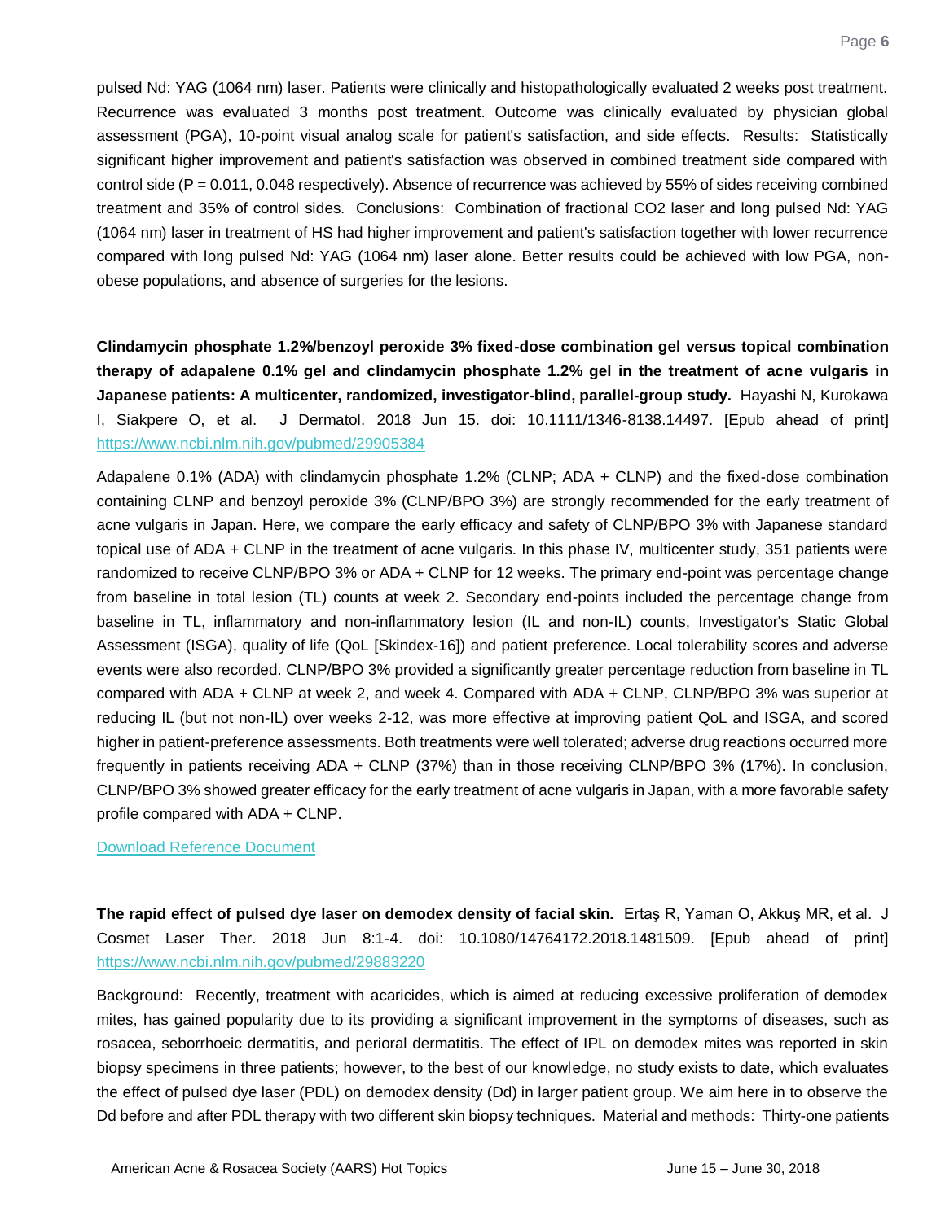pulsed Nd: YAG (1064 nm) laser. Patients were clinically and histopathologically evaluated 2 weeks post treatment. Recurrence was evaluated 3 months post treatment. Outcome was clinically evaluated by physician global assessment (PGA), 10-point visual analog scale for patient's satisfaction, and side effects. Results: Statistically significant higher improvement and patient's satisfaction was observed in combined treatment side compared with control side (P = 0.011, 0.048 respectively). Absence of recurrence was achieved by 55% of sides receiving combined treatment and 35% of control sides. Conclusions: Combination of fractional $CO_2$ laser and long pulsed Nd: YAG (1064 nm) laser in treatment of HS had higher improvement and patient's satisfaction together with lower recurrence compared with long pulsed Nd: YAG (1064 nm) laser alone. Better results could be achieved with low PGA, non-obese populations, and absence of surgeries for the lesions.

**Clindamycin phosphate 1.2%/benzoyl peroxide 3% fixed-dose combination gel versus topical combination therapy of adapalene 0.1% gel and clindamycin phosphate 1.2% gel in the treatment of acne vulgaris in Japanese patients: A multicenter, randomized, investigator-blind, parallel-group study.** Hayashi N, Kurokawa I, Siakpere O, et al. J Dermatol. 2018 Jun 15. doi: 10.1111/1346-8138.14497. [Epub ahead of print] https://www.ncbi.nlm.nih.gov/pubmed/29905384

Adapalene 0.1% (ADA) with clindamycin phosphate 1.2% (CLNP; ADA + CLNP) and the fixed-dose combination containing CLNP and benzoyl peroxide 3% (CLNP/BPO 3%) are strongly recommended for the early treatment of acne vulgaris in Japan. Here, we compare the early efficacy and safety of CLNP/BPO 3% with Japanese standard topical use of ADA + CLNP in the treatment of acne vulgaris. In this phase IV, multicenter study, 351 patients were randomized to receive CLNP/BPO 3% or ADA + CLNP for 12 weeks. The primary end-point was percentage change from baseline in total lesion (TL) counts at week 2. Secondary end-points included the percentage change from baseline in TL, inflammatory and non-inflammatory lesion (IL and non-IL) counts, Investigator's Static Global Assessment (ISGA), quality of life (QoL [Skindex-16]) and patient preference. Local tolerability scores and adverse events were also recorded. CLNP/BPO 3% provided a significantly greater percentage reduction from baseline in TL compared with ADA + CLNP at week 2, and week 4. Compared with ADA + CLNP, CLNP/BPO 3% was superior at reducing IL (but not non-IL) over weeks 2-12, was more effective at improving patient QoL and ISGA, and scored higher in patient-preference assessments. Both treatments were well tolerated; adverse drug reactions occurred more frequently in patients receiving ADA + CLNP (37%) than in those receiving CLNP/BPO 3% (17%). In conclusion, CLNP/BPO 3% showed greater efficacy for the early treatment of acne vulgaris in Japan, with a more favorable safety profile compared with ADA + CLNP.

Download Reference Document

**The rapid effect of pulsed dye laser on demodex density of facial skin.** Ertaş R, Yaman O, Akkuş MR, et al. J Cosmet Laser Ther. 2018 Jun 8:1-4. doi: 10.1080/14764172.2018.1481509. [Epub ahead of print] https://www.ncbi.nlm.nih.gov/pubmed/29883220

Background: Recently, treatment with acaricides, which is aimed at reducing excessive proliferation of demodex mites, has gained popularity due to its providing a significant improvement in the symptoms of diseases, such as rosacea, seborrhoeic dermatitis, and perioral dermatitis. The effect of IPL on demodex mites was reported in skin biopsy specimens in three patients; however, to the best of our knowledge, no study exists to date, which evaluates the effect of pulsed dye laser (PDL) on demodex density (Dd) in larger patient group. We aim here in to observe the Dd before and after PDL therapy with two different skin biopsy techniques. Material and methods: Thirty-one patients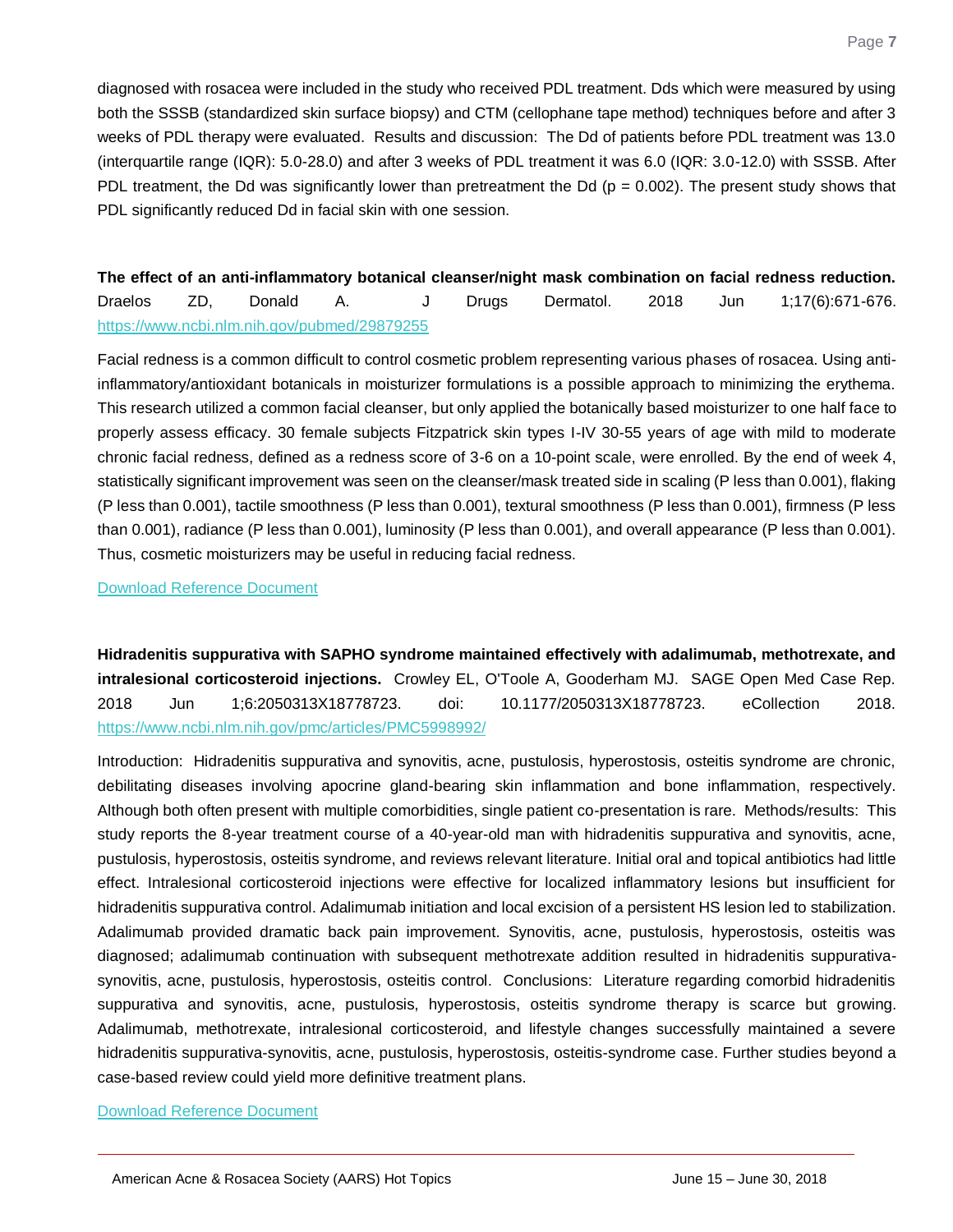diagnosed with rosacea were included in the study who received PDL treatment. Dds which were measured by using both the SSSB (standardized skin surface biopsy) and CTM (cellophane tape method) techniques before and after 3 weeks of PDL therapy were evaluated. Results and discussion: The Dd of patients before PDL treatment was 13.0 (interquartile range (IQR): 5.0-28.0) and after 3 weeks of PDL treatment it was 6.0 (IQR: 3.0-12.0) with SSSB. After PDL treatment, the Dd was significantly lower than pretreatment the Dd ($p = 0.002$). The present study shows that PDL significantly reduced Dd in facial skin with one session.

**The effect of an anti-inflammatory botanical cleanser/night mask combination on facial redness reduction.** Draelos ZD, Donald A. J Drugs Dermatol. 2018 Jun 1;17(6):671-676. https://www.ncbi.nlm.nih.gov/pubmed/29879255

Facial redness is a common difficult to control cosmetic problem representing various phases of rosacea. Using anti-inflammatory/antioxidant botanicals in moisturizer formulations is a possible approach to minimizing the erythema. This research utilized a common facial cleanser, but only applied the botanically based moisturizer to one half face to properly assess efficacy. 30 female subjects Fitzpatrick skin types I-IV 30-55 years of age with mild to moderate chronic facial redness, defined as a redness score of 3-6 on a 10-point scale, were enrolled. By the end of week 4, statistically significant improvement was seen on the cleanser/mask treated side in scaling (P less than 0.001), flaking (P less than 0.001), tactile smoothness (P less than 0.001), textural smoothness (P less than 0.001), firmness (P less than 0.001), radiance (P less than 0.001), luminosity (P less than 0.001), and overall appearance (P less than 0.001). Thus, cosmetic moisturizers may be useful in reducing facial redness.

Download Reference Document

**Hidradenitis suppurativa with SAPHO syndrome maintained effectively with adalimumab, methotrexate, and intralesional corticosteroid injections.** Crowley EL, O'Toole A, Gooderham MJ. SAGE Open Med Case Rep. 2018 Jun 1;6:2050313X18778723. doi: 10.1177/2050313X18778723. eCollection 2018. https://www.ncbi.nlm.nih.gov/pmc/articles/PMC5998992/

Introduction: Hidradenitis suppurativa and synovitis, acne, pustulosis, hyperostosis, osteitis syndrome are chronic, debilitating diseases involving apocrine gland-bearing skin inflammation and bone inflammation, respectively. Although both often present with multiple comorbidities, single patient co-presentation is rare. Methods/results: This study reports the 8-year treatment course of a 40-year-old man with hidradenitis suppurativa and synovitis, acne, pustulosis, hyperostosis, osteitis syndrome, and reviews relevant literature. Initial oral and topical antibiotics had little effect. Intralesional corticosteroid injections were effective for localized inflammatory lesions but insufficient for hidradenitis suppurativa control. Adalimumab initiation and local excision of a persistent HS lesion led to stabilization. Adalimumab provided dramatic back pain improvement. Synovitis, acne, pustulosis, hyperostosis, osteitis was diagnosed; adalimumab continuation with subsequent methotrexate addition resulted in hidradenitis suppurativa-synovitis, acne, pustulosis, hyperostosis, osteitis control. Conclusions: Literature regarding comorbid hidradenitis suppurativa and synovitis, acne, pustulosis, hyperostosis, osteitis syndrome therapy is scarce but growing. Adalimumab, methotrexate, intralesional corticosteroid, and lifestyle changes successfully maintained a severe hidradenitis suppurativa-synovitis, acne, pustulosis, hyperostosis, osteitis-syndrome case. Further studies beyond a case-based review could yield more definitive treatment plans.

Download Reference Document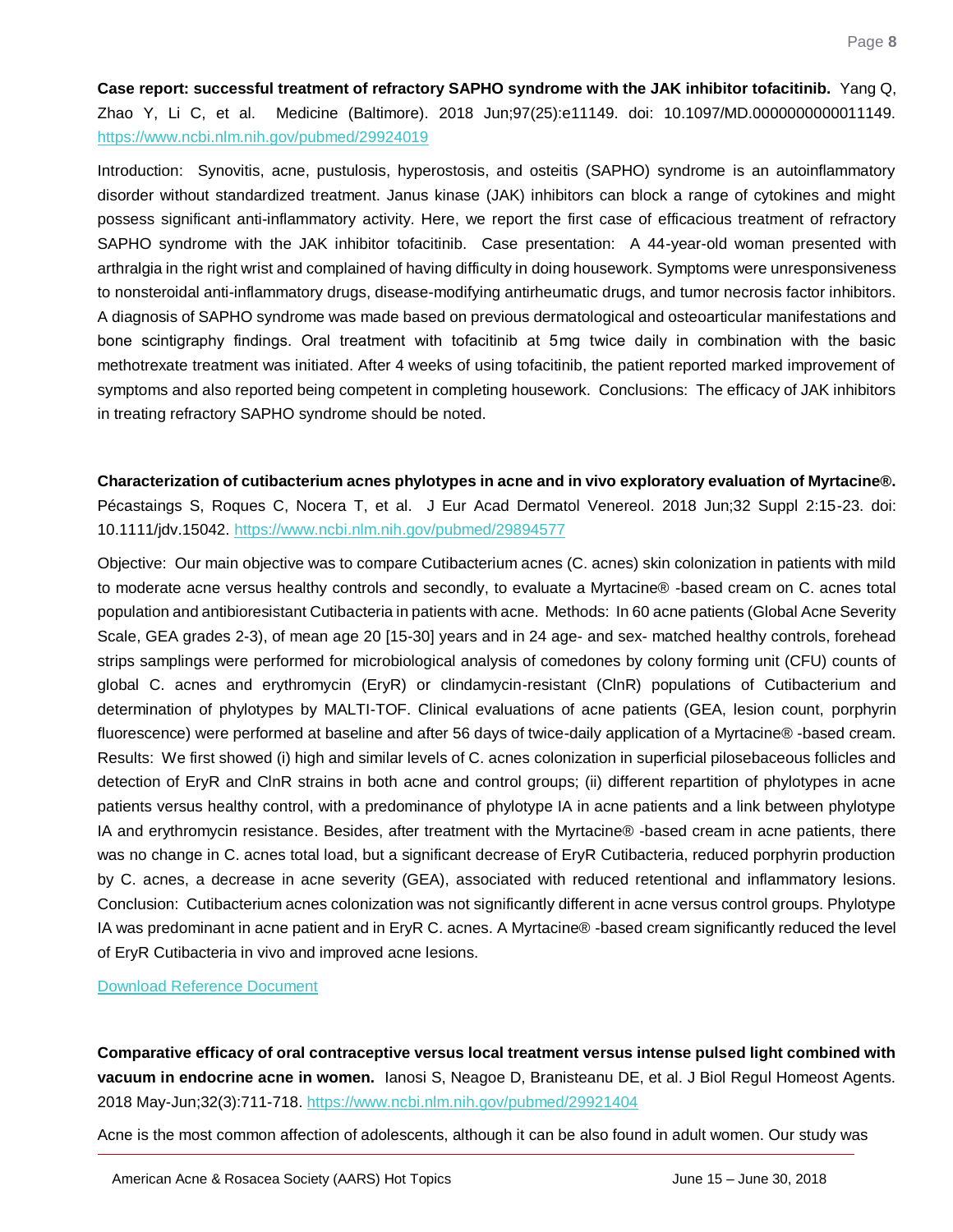**Case report: successful treatment of refractory SAPHO syndrome with the JAK inhibitor tofacitinib.** Yang Q, Zhao Y, Li C, et al. Medicine (Baltimore). 2018 Jun;97(25):e11149. doi: 10.1097/MD.0000000000011149. https://www.ncbi.nlm.nih.gov/pubmed/29924019

Introduction: Synovitis, acne, pustulosis, hyperostosis, and osteitis (SAPHO) syndrome is an autoinflammatory disorder without standardized treatment. Janus kinase (JAK) inhibitors can block a range of cytokines and might possess significant anti-inflammatory activity. Here, we report the first case of efficacious treatment of refractory SAPHO syndrome with the JAK inhibitor tofacitinib. Case presentation: A 44-year-old woman presented with arthralgia in the right wrist and complained of having difficulty in doing housework. Symptoms were unresponsiveness to nonsteroidal anti-inflammatory drugs, disease-modifying antirheumatic drugs, and tumor necrosis factor inhibitors. A diagnosis of SAPHO syndrome was made based on previous dermatological and osteoarticular manifestations and bone scintigraphy findings. Oral treatment with tofacitinib at 5mg twice daily in combination with the basic methotrexate treatment was initiated. After 4 weeks of using tofacitinib, the patient reported marked improvement of symptoms and also reported being competent in completing housework. Conclusions: The efficacy of JAK inhibitors in treating refractory SAPHO syndrome should be noted.

**Characterization of cutibacterium acnes phylotypes in acne and in vivo exploratory evaluation of Myrtacine®.** Pécastaings S, Roques C, Nocera T, et al. J Eur Acad Dermatol Venereol. 2018 Jun;32 Suppl 2:15-23. doi: 10.1111/jdv.15042. https://www.ncbi.nlm.nih.gov/pubmed/29894577

Objective: Our main objective was to compare Cutibacterium acnes (C. acnes) skin colonization in patients with mild to moderate acne versus healthy controls and secondly, to evaluate a Myrtacine® -based cream on C. acnes total population and antibioresistant Cutibacteria in patients with acne. Methods: In 60 acne patients (Global Acne Severity Scale, GEA grades 2-3), of mean age 20 [15-30] years and in 24 age- and sex- matched healthy controls, forehead strips samplings were performed for microbiological analysis of comedones by colony forming unit (CFU) counts of global C. acnes and erythromycin (EryR) or clindamycin-resistant (ClnR) populations of Cutibacterium and determination of phylotypes by MALTI-TOF. Clinical evaluations of acne patients (GEA, lesion count, porphyrin fluorescence) were performed at baseline and after 56 days of twice-daily application of a Myrtacine® -based cream. Results: We first showed (i) high and similar levels of C. acnes colonization in superficial pilosebaceous follicles and detection of EryR and ClnR strains in both acne and control groups; (ii) different repartition of phylotypes in acne patients versus healthy control, with a predominance of phylotype IA in acne patients and a link between phylotype IA and erythromycin resistance. Besides, after treatment with the Myrtacine® -based cream in acne patients, there was no change in C. acnes total load, but a significant decrease of EryR Cutibacteria, reduced porphyrin production by C. acnes, a decrease in acne severity (GEA), associated with reduced retentional and inflammatory lesions. Conclusion: Cutibacterium acnes colonization was not significantly different in acne versus control groups. Phylotype IA was predominant in acne patient and in EryR C. acnes. A Myrtacine® -based cream significantly reduced the level of EryR Cutibacteria in vivo and improved acne lesions.

Download Reference Document

**Comparative efficacy of oral contraceptive versus local treatment versus intense pulsed light combined with vacuum in endocrine acne in women.** Ianosi S, Neagoe D, Branisteanu DE, et al. J Biol Regul Homeost Agents. 2018 May-Jun;32(3):711-718. https://www.ncbi.nlm.nih.gov/pubmed/29921404

Acne is the most common affection of adolescents, although it can be also found in adult women. Our study was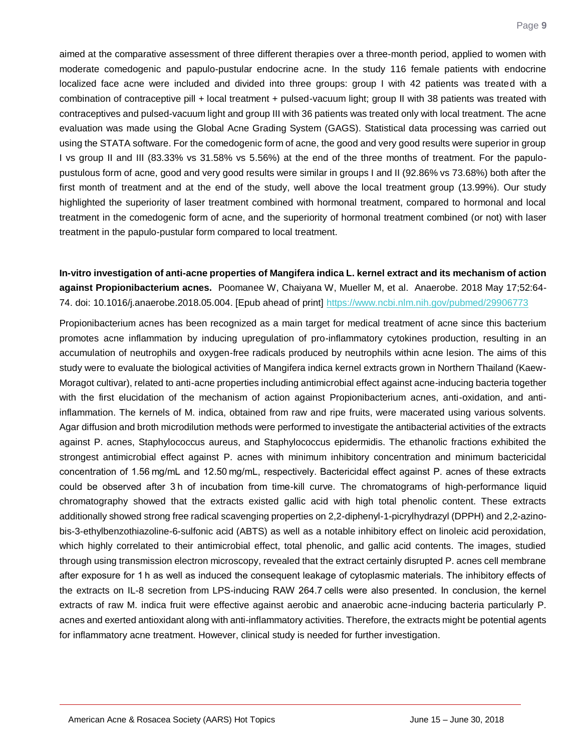aimed at the comparative assessment of three different therapies over a three-month period, applied to women with moderate comedogenic and papulo-pustular endocrine acne. In the study 116 female patients with endocrine localized face acne were included and divided into three groups: group I with 42 patients was treated with a combination of contraceptive pill + local treatment + pulsed-vacuum light; group II with 38 patients was treated with contraceptives and pulsed-vacuum light and group III with 36 patients was treated only with local treatment. The acne evaluation was made using the Global Acne Grading System (GAGS). Statistical data processing was carried out using the STATA software. For the comedogenic form of acne, the good and very good results were superior in group I vs group II and III (83.33% vs 31.58% vs 5.56%) at the end of the three months of treatment. For the papulo-pustulous form of acne, good and very good results were similar in groups I and II (92.86% vs 73.68%) both after the first month of treatment and at the end of the study, well above the local treatment group (13.99%). Our study highlighted the superiority of laser treatment combined with hormonal treatment, compared to hormonal and local treatment in the comedogenic form of acne, and the superiority of hormonal treatment combined (or not) with laser treatment in the papulo-pustular form compared to local treatment.

**In-vitro investigation of anti-acne properties of Mangifera indica L. kernel extract and its mechanism of action against Propionibacterium acnes.** Poomanee W, Chaiyana W, Mueller M, et al. Anaerobe. 2018 May 17;52:64-74. doi: 10.1016/j.anaerobe.2018.05.004. [Epub ahead of print] https://www.ncbi.nlm.nih.gov/pubmed/29906773

Propionibacterium acnes has been recognized as a main target for medical treatment of acne since this bacterium promotes acne inflammation by inducing upregulation of pro-inflammatory cytokines production, resulting in an accumulation of neutrophils and oxygen-free radicals produced by neutrophils within acne lesion. The aims of this study were to evaluate the biological activities of Mangifera indica kernel extracts grown in Northern Thailand (Kaew-Moragot cultivar), related to anti-acne properties including antimicrobial effect against acne-inducing bacteria together with the first elucidation of the mechanism of action against Propionibacterium acnes, anti-oxidation, and anti-inflammation. The kernels of M. indica, obtained from raw and ripe fruits, were macerated using various solvents. Agar diffusion and broth microdilution methods were performed to investigate the antibacterial activities of the extracts against P. acnes, Staphylococcus aureus, and Staphylococcus epidermidis. The ethanolic fractions exhibited the strongest antimicrobial effect against P. acnes with minimum inhibitory concentration and minimum bactericidal concentration of 1.56 mg/mL and 12.50 mg/mL, respectively. Bactericidal effect against P. acnes of these extracts could be observed after 3 h of incubation from time-kill curve. The chromatograms of high-performance liquid chromatography showed that the extracts existed gallic acid with high total phenolic content. These extracts additionally showed strong free radical scavenging properties on 2,2-diphenyl-1-picrylhydrazyl (DPPH) and 2,2-azino-bis-3-ethylbenzothiazoline-6-sulfonic acid (ABTS) as well as a notable inhibitory effect on linoleic acid peroxidation, which highly correlated to their antimicrobial effect, total phenolic, and gallic acid contents. The images, studied through using transmission electron microscopy, revealed that the extract certainly disrupted P. acnes cell membrane after exposure for 1 h as well as induced the consequent leakage of cytoplasmic materials. The inhibitory effects of the extracts on IL-8 secretion from LPS-inducing RAW 264.7 cells were also presented. In conclusion, the kernel extracts of raw M. indica fruit were effective against aerobic and anaerobic acne-inducing bacteria particularly P. acnes and exerted antioxidant along with anti-inflammatory activities. Therefore, the extracts might be potential agents for inflammatory acne treatment. However, clinical study is needed for further investigation.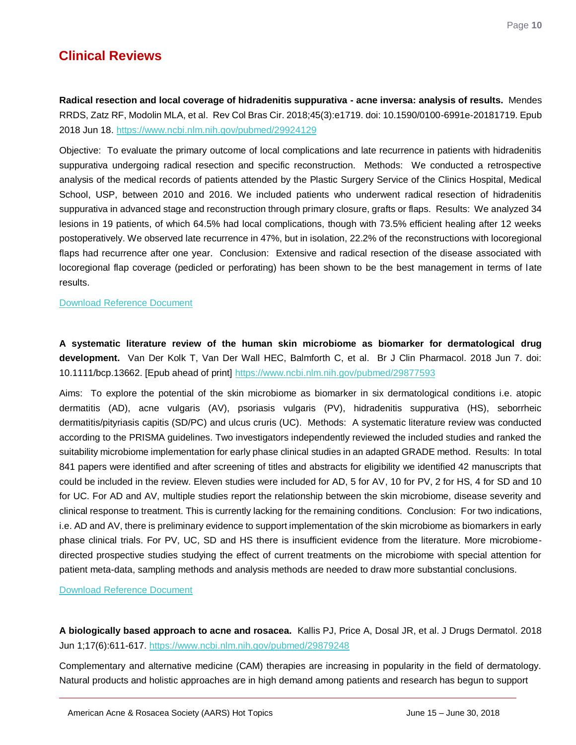## Clinical Reviews

**Radical resection and local coverage of hidradenitis suppurativa - acne inversa: analysis of results.** Mendes RRDS, Zatz RF, Modolin MLA, et al. Rev Col Bras Cir. 2018;45(3):e1719. doi: 10.1590/0100-6991e-20181719. Epub 2018 Jun 18. https://www.ncbi.nlm.nih.gov/pubmed/29924129

Objective: To evaluate the primary outcome of local complications and late recurrence in patients with hidradenitis suppurativa undergoing radical resection and specific reconstruction. Methods: We conducted a retrospective analysis of the medical records of patients attended by the Plastic Surgery Service of the Clinics Hospital, Medical School, USP, between 2010 and 2016. We included patients who underwent radical resection of hidradenitis suppurativa in advanced stage and reconstruction through primary closure, grafts or flaps. Results: We analyzed 34 lesions in 19 patients, of which 64.5% had local complications, though with 73.5% efficient healing after 12 weeks postoperatively. We observed late recurrence in 47%, but in isolation, 22.2% of the reconstructions with locoregional flaps had recurrence after one year. Conclusion: Extensive and radical resection of the disease associated with locoregional flap coverage (pedicled or perforating) has been shown to be the best management in terms of late results.

Download Reference Document

**A systematic literature review of the human skin microbiome as biomarker for dermatological drug development.** Van Der Kolk T, Van Der Wall HEC, Balmforth C, et al. Br J Clin Pharmacol. 2018 Jun 7. doi: 10.1111/bcp.13662. [Epub ahead of print] https://www.ncbi.nlm.nih.gov/pubmed/29877593

Aims: To explore the potential of the skin microbiome as biomarker in six dermatological conditions i.e. atopic dermatitis (AD), acne vulgaris (AV), psoriasis vulgaris (PV), hidradenitis suppurativa (HS), seborrheic dermatitis/pityriasis capitis (SD/PC) and ulcus cruris (UC). Methods: A systematic literature review was conducted according to the PRISMA guidelines. Two investigators independently reviewed the included studies and ranked the suitability microbiome implementation for early phase clinical studies in an adapted GRADE method. Results: In total 841 papers were identified and after screening of titles and abstracts for eligibility we identified 42 manuscripts that could be included in the review. Eleven studies were included for AD, 5 for AV, 10 for PV, 2 for HS, 4 for SD and 10 for UC. For AD and AV, multiple studies report the relationship between the skin microbiome, disease severity and clinical response to treatment. This is currently lacking for the remaining conditions. Conclusion: For two indications, i.e. AD and AV, there is preliminary evidence to support implementation of the skin microbiome as biomarkers in early phase clinical trials. For PV, UC, SD and HS there is insufficient evidence from the literature. More microbiome-directed prospective studies studying the effect of current treatments on the microbiome with special attention for patient meta-data, sampling methods and analysis methods are needed to draw more substantial conclusions.

Download Reference Document

**A biologically based approach to acne and rosacea.** Kallis PJ, Price A, Dosal JR, et al. J Drugs Dermatol. 2018 Jun 1;17(6):611-617. https://www.ncbi.nlm.nih.gov/pubmed/29879248

Complementary and alternative medicine (CAM) therapies are increasing in popularity in the field of dermatology. Natural products and holistic approaches are in high demand among patients and research has begun to support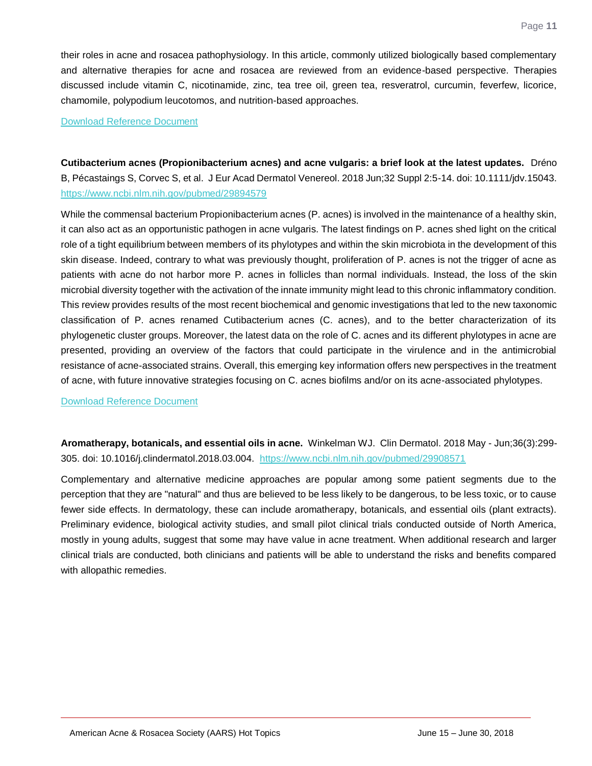their roles in acne and rosacea pathophysiology. In this article, commonly utilized biologically based complementary and alternative therapies for acne and rosacea are reviewed from an evidence-based perspective. Therapies discussed include vitamin C, nicotinamide, zinc, tea tree oil, green tea, resveratrol, curcumin, feverfew, licorice, chamomile, polypodium leucotomos, and nutrition-based approaches.

Download Reference Document

**Cutibacterium acnes (Propionibacterium acnes) and acne vulgaris: a brief look at the latest updates.** Dréno B, Pécastaings S, Corvec S, et al. J Eur Acad Dermatol Venereol. 2018 Jun;32 Suppl 2:5-14. doi: 10.1111/jdv.15043. https://www.ncbi.nlm.nih.gov/pubmed/29894579

While the commensal bacterium Propionibacterium acnes (P. acnes) is involved in the maintenance of a healthy skin, it can also act as an opportunistic pathogen in acne vulgaris. The latest findings on P. acnes shed light on the critical role of a tight equilibrium between members of its phylotypes and within the skin microbiota in the development of this skin disease. Indeed, contrary to what was previously thought, proliferation of P. acnes is not the trigger of acne as patients with acne do not harbor more P. acnes in follicles than normal individuals. Instead, the loss of the skin microbial diversity together with the activation of the innate immunity might lead to this chronic inflammatory condition. This review provides results of the most recent biochemical and genomic investigations that led to the new taxonomic classification of P. acnes renamed Cutibacterium acnes (C. acnes), and to the better characterization of its phylogenetic cluster groups. Moreover, the latest data on the role of C. acnes and its different phylotypes in acne are presented, providing an overview of the factors that could participate in the virulence and in the antimicrobial resistance of acne-associated strains. Overall, this emerging key information offers new perspectives in the treatment of acne, with future innovative strategies focusing on C. acnes biofilms and/or on its acne-associated phylotypes.

Download Reference Document

**Aromatherapy, botanicals, and essential oils in acne.** Winkelman WJ. Clin Dermatol. 2018 May - Jun;36(3):299-305. doi: 10.1016/j.clindermatol.2018.03.004. https://www.ncbi.nlm.nih.gov/pubmed/29908571

Complementary and alternative medicine approaches are popular among some patient segments due to the perception that they are "natural" and thus are believed to be less likely to be dangerous, to be less toxic, or to cause fewer side effects. In dermatology, these can include aromatherapy, botanicals, and essential oils (plant extracts). Preliminary evidence, biological activity studies, and small pilot clinical trials conducted outside of North America, mostly in young adults, suggest that some may have value in acne treatment. When additional research and larger clinical trials are conducted, both clinicians and patients will be able to understand the risks and benefits compared with allopathic remedies.